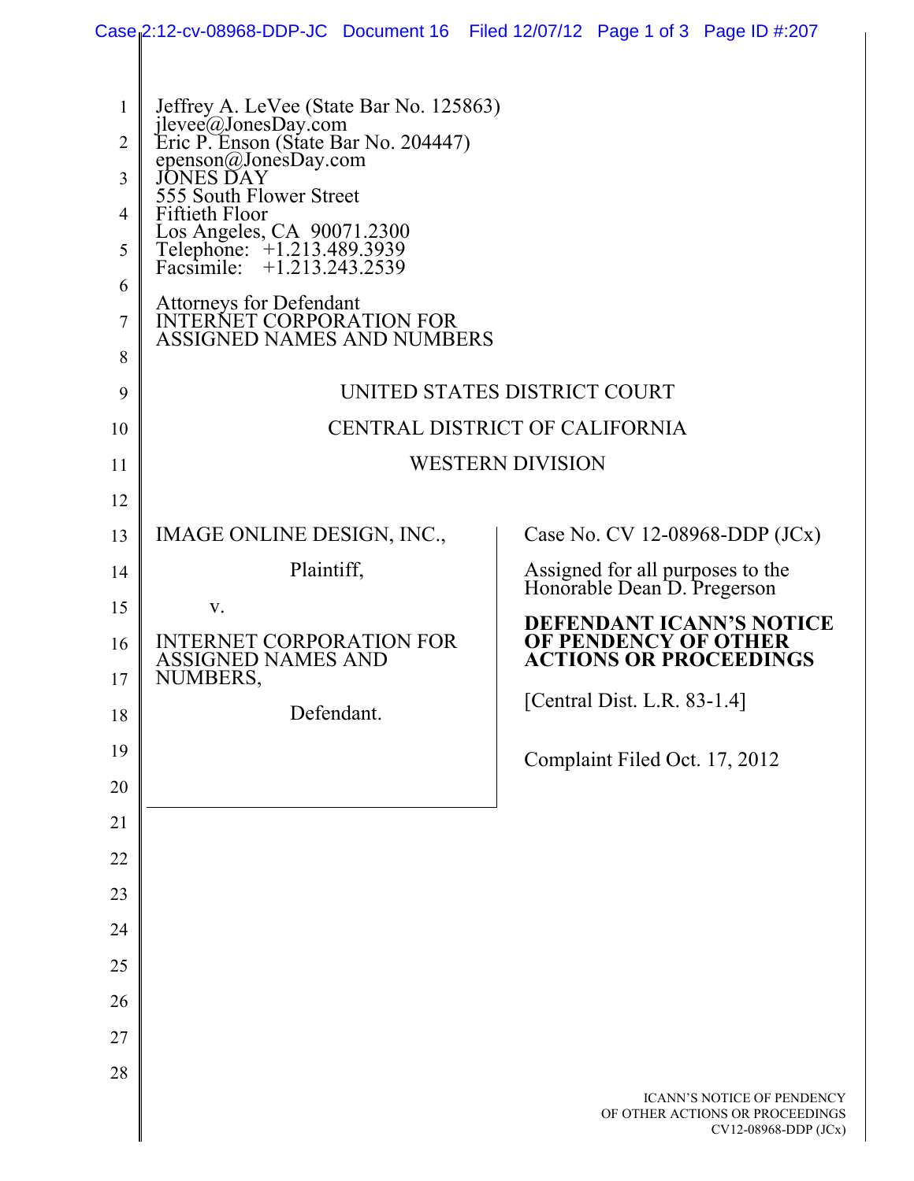Jeffrey A. LeVee (State Bar No. 125863)
jlevee@JonesDay.com
Eric P. Enson (State Bar No. 204447)
epenson@JonesDay.com
JONES DAY
555 South Flower Street
Fiftieth Floor
Los Angeles, CA 90071.2300
Telephone: +1.213.489.3939
Facsimile: +1.213.243.2539

Attorneys for Defendant
INTERNET CORPORATION FOR
ASSIGNED NAMES AND NUMBERS

UNITED STATES DISTRICT COURT

CENTRAL DISTRICT OF CALIFORNIA

WESTERN DIVISION

IMAGE ONLINE DESIGN, INC.,

Plaintiff,

v.

INTERNET CORPORATION FOR ASSIGNED NAMES AND NUMBERS,

Defendant.

Case No. CV 12-08968-DDP (JCx)

Assigned for all purposes to the Honorable Dean D. Pregerson

**DEFENDANT ICANN'S NOTICE OF PENDENCY OF OTHER ACTIONS OR PROCEEDINGS**

[Central Dist. L.R. 83-1.4]

Complaint Filed Oct. 17, 2012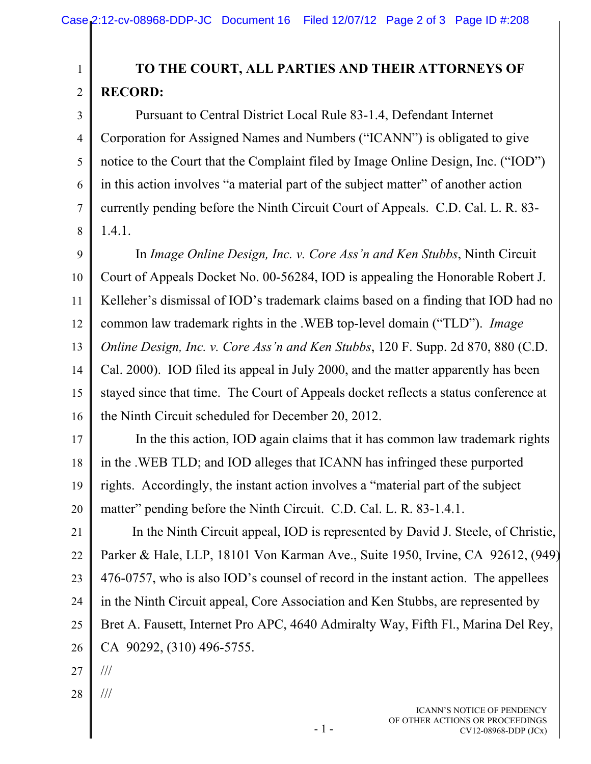**TO THE COURT, ALL PARTIES AND THEIR ATTORNEYS OF RECORD:**

Pursuant to Central District Local Rule 83-1.4, Defendant Internet Corporation for Assigned Names and Numbers ("ICANN") is obligated to give notice to the Court that the Complaint filed by Image Online Design, Inc. ("IOD") in this action involves "a material part of the subject matter" of another action currently pending before the Ninth Circuit Court of Appeals. C.D. Cal. L. R. 83-1.4.1.

In *Image Online Design, Inc. v. Core Ass'n and Ken Stubbs*, Ninth Circuit Court of Appeals Docket No. 00-56284, IOD is appealing the Honorable Robert J. Kelleher's dismissal of IOD's trademark claims based on a finding that IOD had no common law trademark rights in the .WEB top-level domain ("TLD"). *Image Online Design, Inc. v. Core Ass'n and Ken Stubbs*, 120 F. Supp. 2d 870, 880 (C.D. Cal. 2000). IOD filed its appeal in July 2000, and the matter apparently has been stayed since that time. The Court of Appeals docket reflects a status conference at the Ninth Circuit scheduled for December 20, 2012.

In the this action, IOD again claims that it has common law trademark rights in the .WEB TLD; and IOD alleges that ICANN has infringed these purported rights. Accordingly, the instant action involves a "material part of the subject matter" pending before the Ninth Circuit. C.D. Cal. L. R. 83-1.4.1.

In the Ninth Circuit appeal, IOD is represented by David J. Steele, of Christie, Parker & Hale, LLP, 18101 Von Karman Ave., Suite 1950, Irvine, CA 92612, (949) 476-0757, who is also IOD's counsel of record in the instant action. The appellees in the Ninth Circuit appeal, Core Association and Ken Stubbs, are represented by Bret A. Fausett, Internet Pro APC, 4640 Admiralty Way, Fifth Fl., Marina Del Rey, CA 90292, (310) 496-5755.

///

///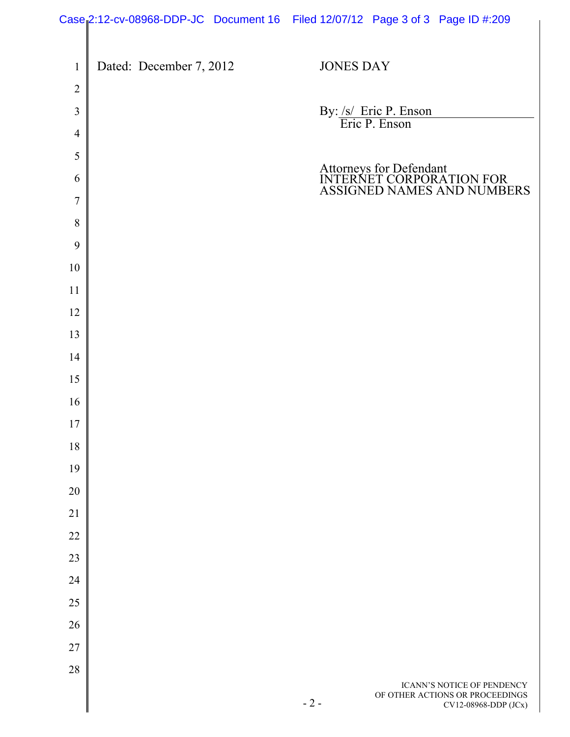Dated: December 7, 2012

JONES DAY

By: /s/ Eric P. Enson
Eric P. Enson

Attorneys for Defendant
INTERNET CORPORATION FOR
ASSIGNED NAMES AND NUMBERS

ICANN'S NOTICE OF PENDENCY
OF OTHER ACTIONS OR PROCEEDINGS
CV12-08968-DDP (JCx)